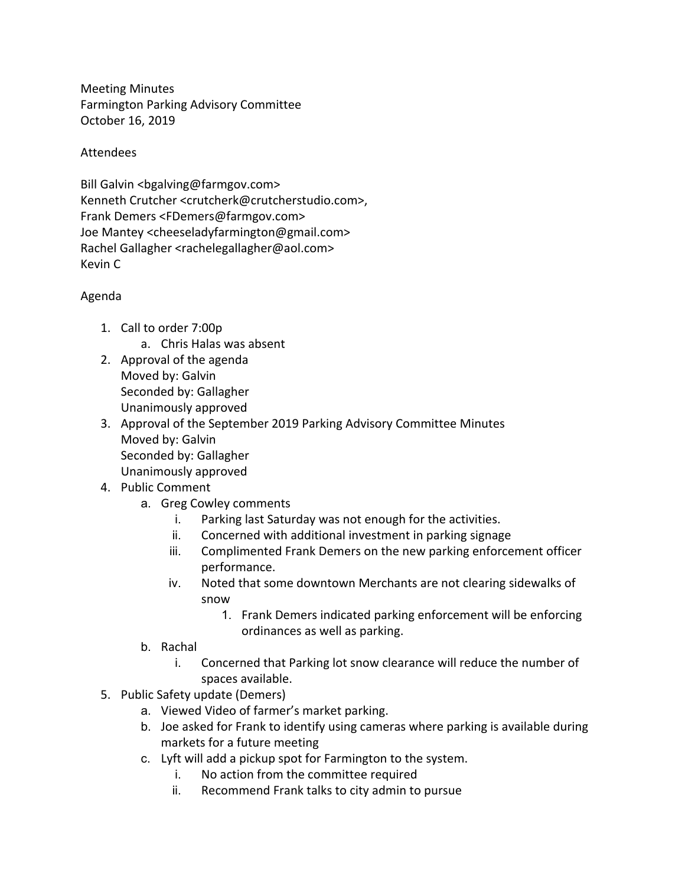Meeting Minutes
Farmington Parking Advisory Committee
October 16, 2019

Attendees

Bill Galvin <bgalving@farmgov.com>
Kenneth Crutcher <crutcherk@crutcherstudio.com>,
Frank Demers <FDemers@farmgov.com>
Joe Mantey <cheeseladyfarmington@gmail.com>
Rachel Gallagher <rachelegallagher@aol.com>
Kevin C

Agenda

1. Call to order 7:00p
   a. Chris Halas was absent
2. Approval of the agenda
   Moved by: Galvin
   Seconded by: Gallagher
   Unanimously approved
3. Approval of the September 2019 Parking Advisory Committee Minutes
   Moved by: Galvin
   Seconded by: Gallagher
   Unanimously approved
4. Public Comment
   a. Greg Cowley comments
      i. Parking last Saturday was not enough for the activities.
      ii. Concerned with additional investment in parking signage
      iii. Complimented Frank Demers on the new parking enforcement officer performance.
      iv. Noted that some downtown Merchants are not clearing sidewalks of snow
         1. Frank Demers indicated parking enforcement will be enforcing ordinances as well as parking.
   b. Rachal
      i. Concerned that Parking lot snow clearance will reduce the number of spaces available.
5. Public Safety update (Demers)
   a. Viewed Video of farmer's market parking.
   b. Joe asked for Frank to identify using cameras where parking is available during markets for a future meeting
   c. Lyft will add a pickup spot for Farmington to the system.
      i. No action from the committee required
      ii. Recommend Frank talks to city admin to pursue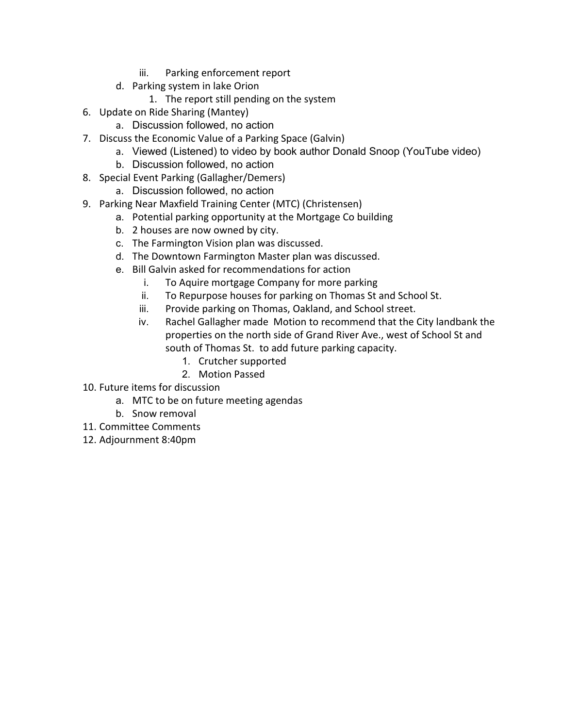iii. Parking enforcement report
    d. Parking system in lake Orion
        1. The report still pending on the system
6. Update on Ride Sharing (Mantey)
    a. Discussion followed, no action
7. Discuss the Economic Value of a Parking Space (Galvin)
    a. Viewed (Listened) to video by book author Donald Snoop (YouTube video)
    b. Discussion followed, no action
8. Special Event Parking (Gallagher/Demers)
    a. Discussion followed, no action
9. Parking Near Maxfield Training Center (MTC) (Christensen)
    a. Potential parking opportunity at the Mortgage Co building
    b. 2 houses are now owned by city.
    c. The Farmington Vision plan was discussed.
    d. The Downtown Farmington Master plan was discussed.
    e. Bill Galvin asked for recommendations for action
        i. To Aquire mortgage Company for more parking
        ii. To Repurpose houses for parking on Thomas St and School St.
        iii. Provide parking on Thomas, Oakland, and School street.
        iv. Rachel Gallagher made Motion to recommend that the City landbank the properties on the north side of Grand River Ave., west of School St and south of Thomas St. to add future parking capacity.
            1. Crutcher supported
            2. Motion Passed
10. Future items for discussion
    a. MTC to be on future meeting agendas
    b. Snow removal
11. Committee Comments
12. Adjournment 8:40pm